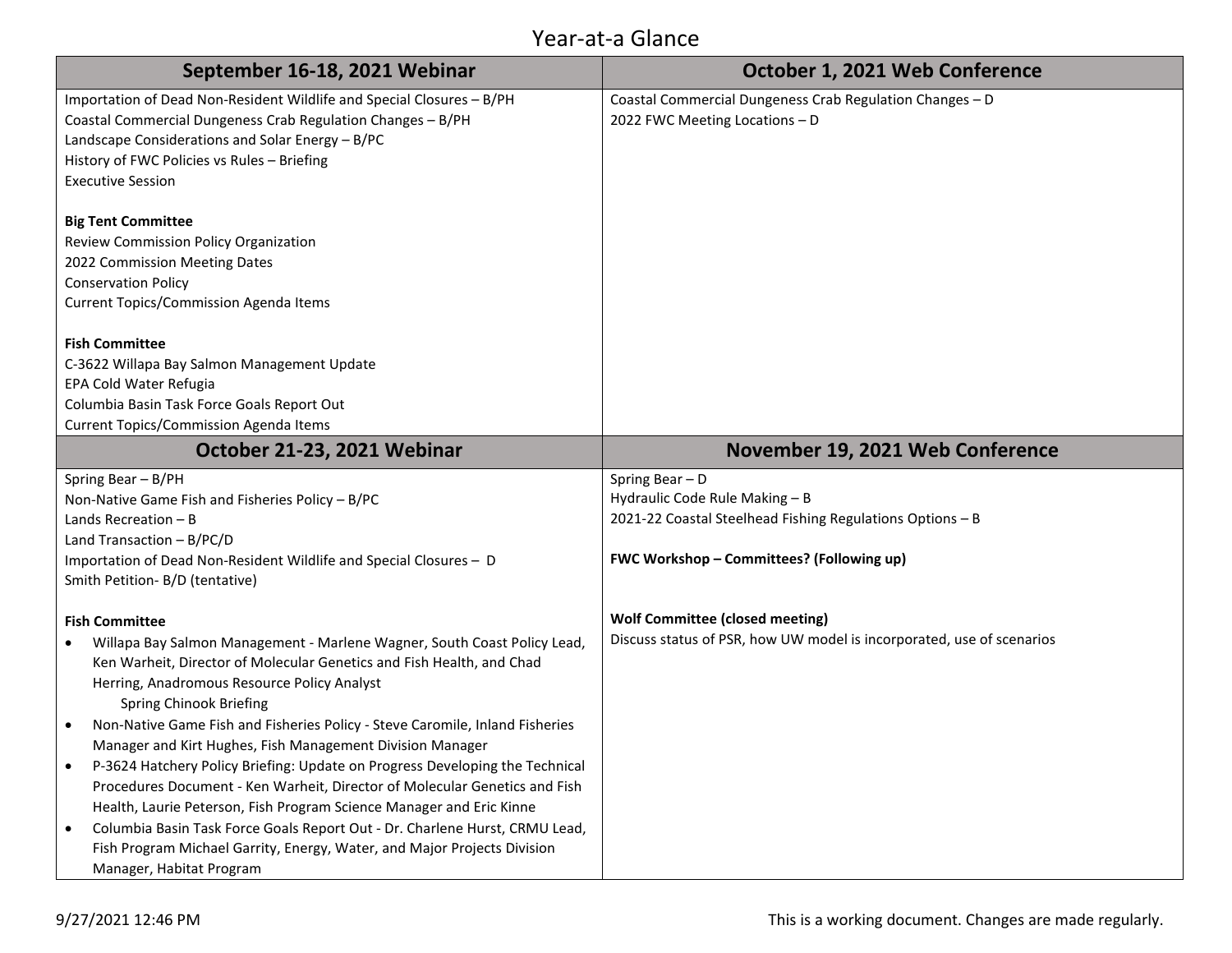# Year-at-a Glance

| September 16-18, 2021 Webinar | October 1, 2021 Web Conference |
|---|---|
| Importation of Dead Non-Resident Wildlife and Special Closures – B/PH<br>Coastal Commercial Dungeness Crab Regulation Changes – B/PH<br>Landscape Considerations and Solar Energy – B/PC<br>History of FWC Policies vs Rules – Briefing<br>Executive Session<br><br>**Big Tent Committee**<br>Review Commission Policy Organization<br>2022 Commission Meeting Dates<br>Conservation Policy<br>Current Topics/Commission Agenda Items<br><br>**Fish Committee**<br>C-3622 Willapa Bay Salmon Management Update<br>EPA Cold Water Refugia<br>Columbia Basin Task Force Goals Report Out<br>Current Topics/Commission Agenda Items | Coastal Commercial Dungeness Crab Regulation Changes – D<br>2022 FWC Meeting Locations – D |
| **October 21-23, 2021 Webinar** | **November 19, 2021 Web Conference** |
| Spring Bear – B/PH<br>Non-Native Game Fish and Fisheries Policy – B/PC<br>Lands Recreation – B<br>Land Transaction – B/PC/D<br>Importation of Dead Non-Resident Wildlife and Special Closures – D<br>Smith Petition- B/D (tentative)<br><br>**Fish Committee**<br>• Willapa Bay Salmon Management - Marlene Wagner, South Coast Policy Lead, Ken Warheit, Director of Molecular Genetics and Fish Health, and Chad Herring, Anadromous Resource Policy Analyst<br>&nbsp;&nbsp;&nbsp;&nbsp;Spring Chinook Briefing<br>• Non-Native Game Fish and Fisheries Policy - Steve Caromile, Inland Fisheries Manager and Kirt Hughes, Fish Management Division Manager<br>• P-3624 Hatchery Policy Briefing: Update on Progress Developing the Technical Procedures Document - Ken Warheit, Director of Molecular Genetics and Fish Health, Laurie Peterson, Fish Program Science Manager and Eric Kinne<br>• Columbia Basin Task Force Goals Report Out - Dr. Charlene Hurst, CRMU Lead, Fish Program Michael Garrity, Energy, Water, and Major Projects Division Manager, Habitat Program | Spring Bear – D<br>Hydraulic Code Rule Making – B<br>2021-22 Coastal Steelhead Fishing Regulations Options – B<br><br>**FWC Workshop – Committees? (Following up)**<br><br>**Wolf Committee (closed meeting)**<br>Discuss status of PSR, how UW model is incorporated, use of scenarios |

9/27/2021 12:46 PM

This is a working document. Changes are made regularly.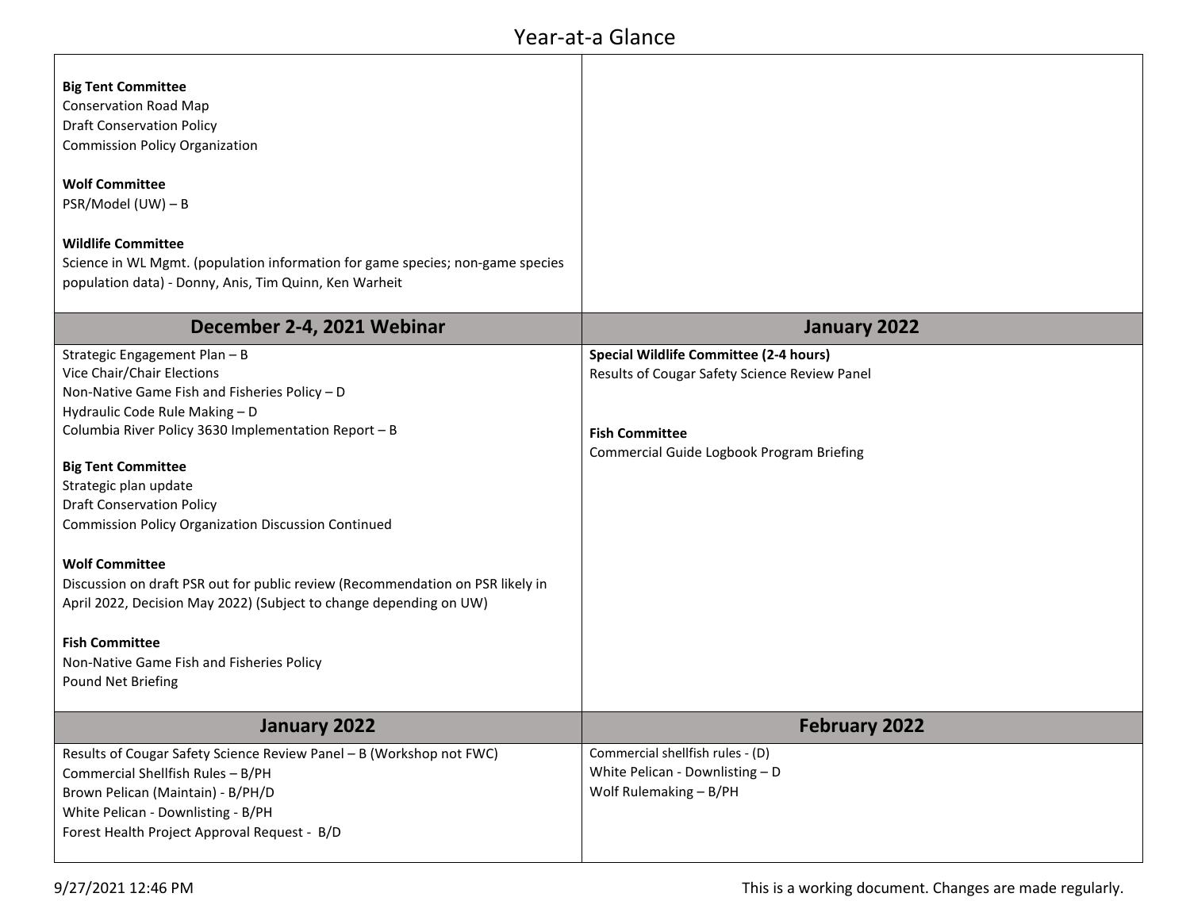# Year-at-a Glance

| | |
|---|---|
| **Big Tent Committee**<br>Conservation Road Map<br>Draft Conservation Policy<br>Commission Policy Organization<br><br>**Wolf Committee**<br>PSR/Model (UW) – B<br><br>**Wildlife Committee**<br>Science in WL Mgmt. (population information for game species; non-game species population data) - Donny, Anis, Tim Quinn, Ken Warheit | |
| **December 2-4, 2021 Webinar** | **January 2022** |
| Strategic Engagement Plan – B<br>Vice Chair/Chair Elections<br>Non-Native Game Fish and Fisheries Policy – D<br>Hydraulic Code Rule Making – D<br>Columbia River Policy 3630 Implementation Report – B<br><br>**Big Tent Committee**<br>Strategic plan update<br>Draft Conservation Policy<br>Commission Policy Organization Discussion Continued<br><br>**Wolf Committee**<br>Discussion on draft PSR out for public review (Recommendation on PSR likely in April 2022, Decision May 2022) (Subject to change depending on UW)<br><br>**Fish Committee**<br>Non-Native Game Fish and Fisheries Policy<br>Pound Net Briefing | **Special Wildlife Committee (2-4 hours)**<br>Results of Cougar Safety Science Review Panel<br><br>**Fish Committee**<br>Commercial Guide Logbook Program Briefing |
| **January 2022** | **February 2022** |
| Results of Cougar Safety Science Review Panel – B (Workshop not FWC)<br>Commercial Shellfish Rules – B/PH<br>Brown Pelican (Maintain) - B/PH/D<br>White Pelican - Downlisting - B/PH<br>Forest Health Project Approval Request - B/D | Commercial shellfish rules - (D)<br>White Pelican - Downlisting – D<br>Wolf Rulemaking – B/PH |

9/27/2021 12:46 PM

This is a working document. Changes are made regularly.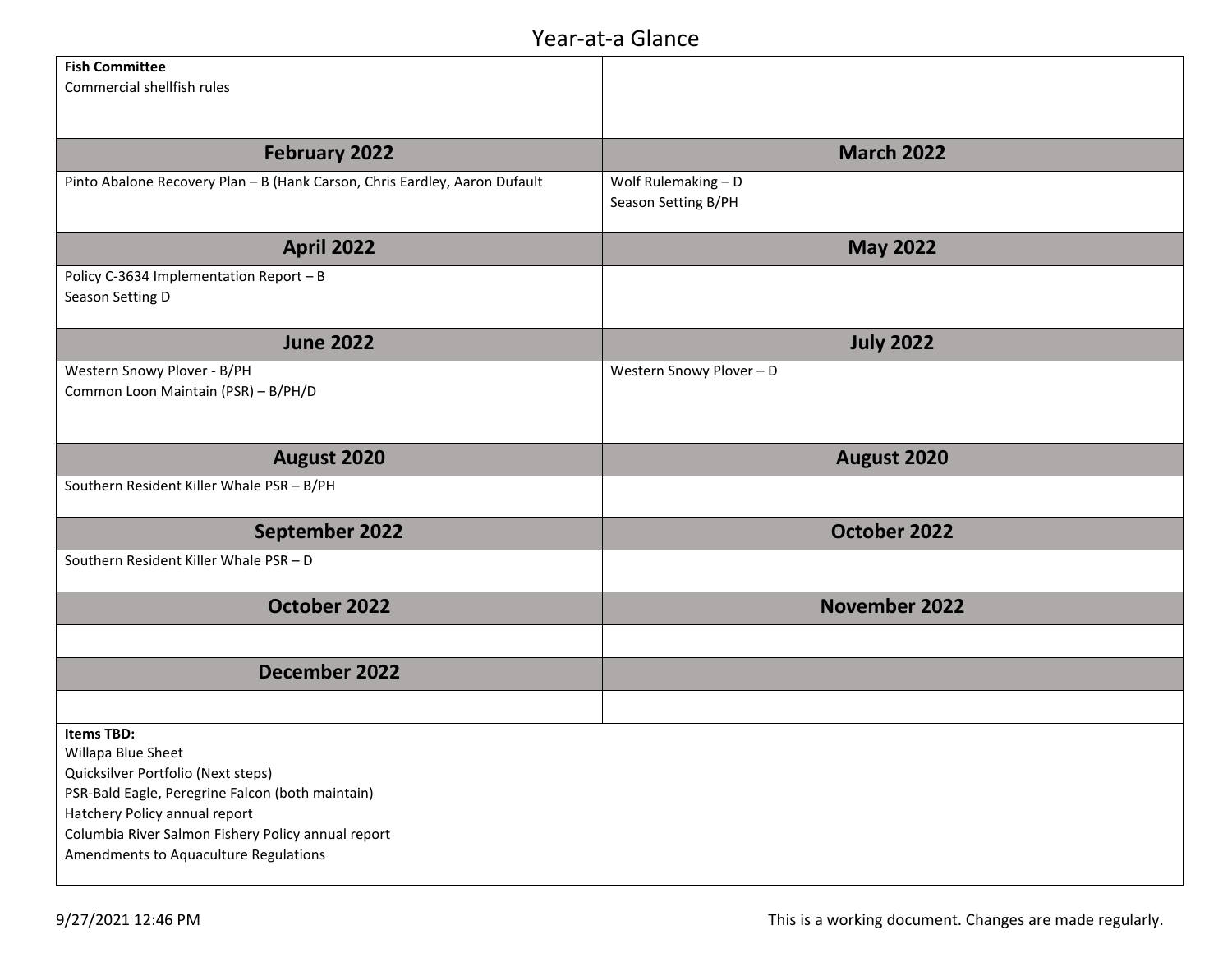# Year-at-a Glance

| **Fish Committee**<br>Commercial shellfish rules | |
|---|---|
| **February 2022** | **March 2022** |
| Pinto Abalone Recovery Plan – B (Hank Carson, Chris Eardley, Aaron Dufault | Wolf Rulemaking – D<br>Season Setting B/PH |
| **April 2022** | **May 2022** |
| Policy C-3634 Implementation Report – B<br>Season Setting D | |
| **June 2022** | **July 2022** |
| Western Snowy Plover - B/PH<br>Common Loon Maintain (PSR) – B/PH/D | Western Snowy Plover – D |
| **August 2020** | **August 2020** |
| Southern Resident Killer Whale PSR – B/PH | |
| **September 2022** | **October 2022** |
| Southern Resident Killer Whale PSR – D | |
| **October 2022** | **November 2022** |
| | |
| **December 2022** | |
| | |

**Items TBD:**
Willapa Blue Sheet
Quicksilver Portfolio (Next steps)
PSR-Bald Eagle, Peregrine Falcon (both maintain)
Hatchery Policy annual report
Columbia River Salmon Fishery Policy annual report
Amendments to Aquaculture Regulations

9/27/2021 12:46 PM

This is a working document. Changes are made regularly.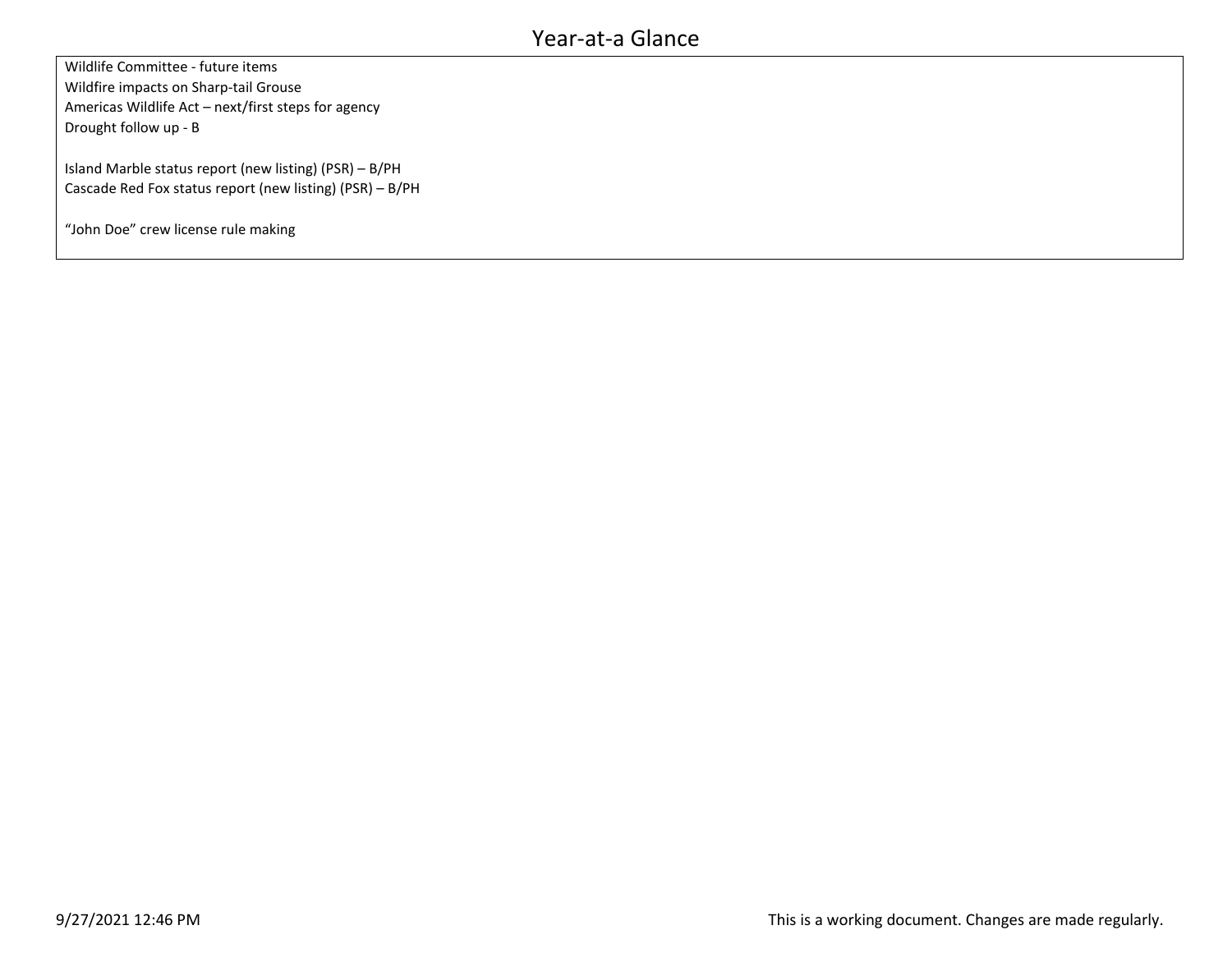# Year-at-a Glance

Wildlife Committee - future items
Wildfire impacts on Sharp-tail Grouse
Americas Wildlife Act – next/first steps for agency
Drought follow up - B

Island Marble status report (new listing) (PSR) – B/PH
Cascade Red Fox status report (new listing) (PSR) – B/PH

"John Doe" crew license rule making